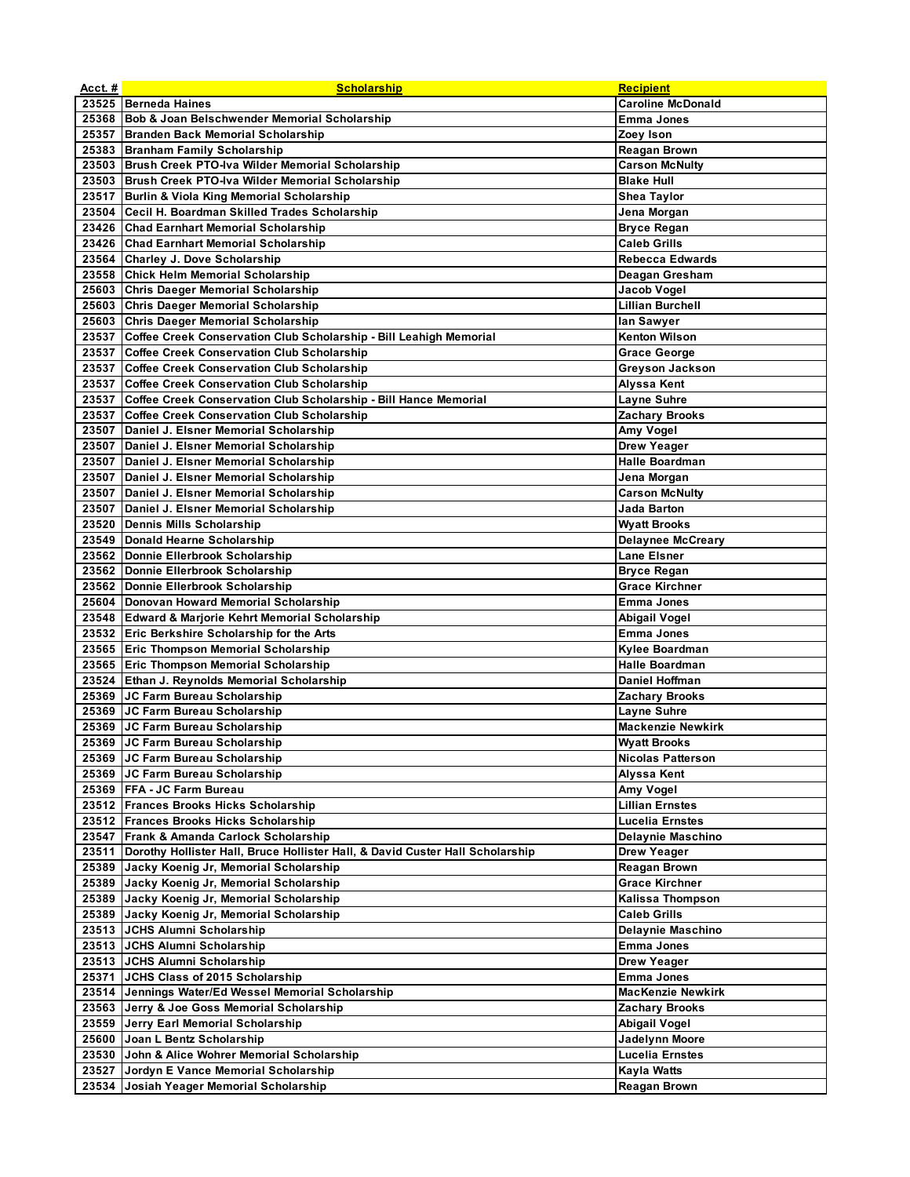| Acct. # | Scholarship | Recipient |
| --- | --- | --- |
| 23525 | Berneda Haines | Caroline McDonald |
| 25368 | Bob & Joan Belschwender Memorial Scholarship | Emma Jones |
| 25357 | Branden Back Memorial Scholarship | Zoey Ison |
| 25383 | Branham Family Scholarship | Reagan Brown |
| 23503 | Brush Creek PTO-Iva Wilder Memorial Scholarship | Carson McNulty |
| 23503 | Brush Creek PTO-Iva Wilder Memorial Scholarship | Blake Hull |
| 23517 | Burlin & Viola King Memorial Scholarship | Shea Taylor |
| 23504 | Cecil H. Boardman Skilled Trades Scholarship | Jena Morgan |
| 23426 | Chad Earnhart Memorial Scholarship | Bryce Regan |
| 23426 | Chad Earnhart Memorial Scholarship | Caleb Grills |
| 23564 | Charley J. Dove Scholarship | Rebecca Edwards |
| 23558 | Chick Helm Memorial Scholarship | Deagan Gresham |
| 25603 | Chris Daeger Memorial Scholarship | Jacob Vogel |
| 25603 | Chris Daeger Memorial Scholarship | Lillian Burchell |
| 25603 | Chris Daeger Memorial Scholarship | Ian Sawyer |
| 23537 | Coffee Creek Conservation Club Scholarship - Bill Leahigh Memorial | Kenton Wilson |
| 23537 | Coffee Creek Conservation Club Scholarship | Grace George |
| 23537 | Coffee Creek Conservation Club Scholarship | Greyson Jackson |
| 23537 | Coffee Creek Conservation Club Scholarship | Alyssa Kent |
| 23537 | Coffee Creek Conservation Club Scholarship - Bill Hance Memorial | Layne Suhre |
| 23537 | Coffee Creek Conservation Club Scholarship | Zachary Brooks |
| 23507 | Daniel J. Elsner Memorial Scholarship | Amy Vogel |
| 23507 | Daniel J. Elsner Memorial Scholarship | Drew Yeager |
| 23507 | Daniel J. Elsner Memorial Scholarship | Halle Boardman |
| 23507 | Daniel J. Elsner Memorial Scholarship | Jena Morgan |
| 23507 | Daniel J. Elsner Memorial Scholarship | Carson McNulty |
| 23507 | Daniel J. Elsner Memorial Scholarship | Jada Barton |
| 23520 | Dennis Mills Scholarship | Wyatt Brooks |
| 23549 | Donald Hearne Scholarship | Delaynee McCreary |
| 23562 | Donnie Ellerbrook Scholarship | Lane Elsner |
| 23562 | Donnie Ellerbrook Scholarship | Bryce Regan |
| 23562 | Donnie Ellerbrook Scholarship | Grace Kirchner |
| 25604 | Donovan Howard Memorial Scholarship | Emma Jones |
| 23548 | Edward & Marjorie Kehrt Memorial Scholarship | Abigail Vogel |
| 23532 | Eric Berkshire Scholarship for the Arts | Emma Jones |
| 23565 | Eric Thompson Memorial Scholarship | Kylee Boardman |
| 23565 | Eric Thompson Memorial Scholarship | Halle Boardman |
| 23524 | Ethan J. Reynolds Memorial Scholarship | Daniel Hoffman |
| 25369 | JC Farm Bureau Scholarship | Zachary Brooks |
| 25369 | JC Farm Bureau Scholarship | Layne Suhre |
| 25369 | JC Farm Bureau Scholarship | Mackenzie Newkirk |
| 25369 | JC Farm Bureau Scholarship | Wyatt Brooks |
| 25369 | JC Farm Bureau Scholarship | Nicolas Patterson |
| 25369 | JC Farm Bureau Scholarship | Alyssa Kent |
| 25369 | FFA - JC Farm Bureau | Amy Vogel |
| 23512 | Frances Brooks Hicks Scholarship | Lillian Ernstes |
| 23512 | Frances Brooks Hicks Scholarship | Lucelia Ernstes |
| 23547 | Frank & Amanda Carlock Scholarship | Delaynie Maschino |
| 23511 | Dorothy Hollister Hall, Bruce Hollister Hall, & David Custer Hall Scholarship | Drew Yeager |
| 25389 | Jacky Koenig Jr, Memorial Scholarship | Reagan Brown |
| 25389 | Jacky Koenig Jr, Memorial Scholarship | Grace Kirchner |
| 25389 | Jacky Koenig Jr, Memorial Scholarship | Kalissa Thompson |
| 25389 | Jacky Koenig Jr, Memorial Scholarship | Caleb Grills |
| 23513 | JCHS Alumni Scholarship | Delaynie Maschino |
| 23513 | JCHS Alumni Scholarship | Emma Jones |
| 23513 | JCHS Alumni Scholarship | Drew Yeager |
| 25371 | JCHS Class of 2015 Scholarship | Emma Jones |
| 23514 | Jennings Water/Ed Wessel Memorial Scholarship | MacKenzie Newkirk |
| 23563 | Jerry & Joe Goss Memorial Scholarship | Zachary Brooks |
| 23559 | Jerry Earl Memorial Scholarship | Abigail Vogel |
| 25600 | Joan L Bentz Scholarship | Jadelynn Moore |
| 23530 | John & Alice Wohrer Memorial Scholarship | Lucelia Ernstes |
| 23527 | Jordyn E Vance Memorial Scholarship | Kayla Watts |
| 23534 | Josiah Yeager Memorial Scholarship | Reagan Brown |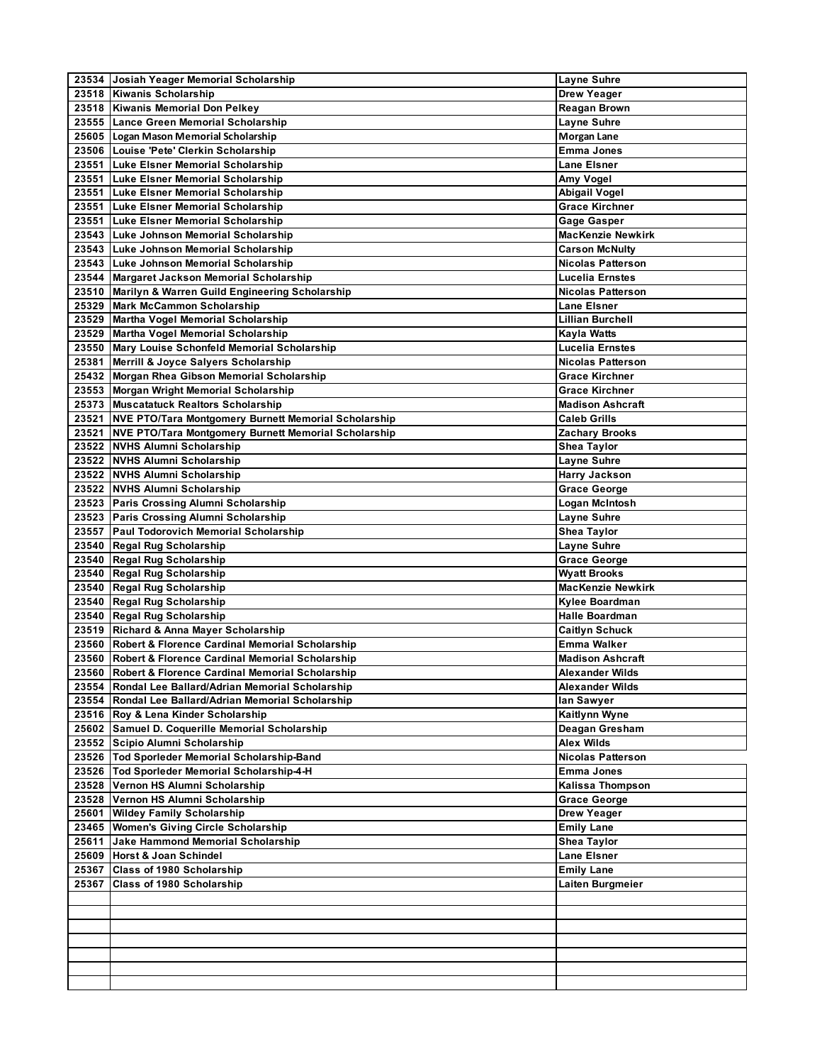| | | |
|---|---|---|
| 23534 | Josiah Yeager Memorial Scholarship | Layne Suhre |
| 23518 | Kiwanis Scholarship | Drew Yeager |
| 23518 | Kiwanis Memorial Don Pelkey | Reagan Brown |
| 23555 | Lance Green Memorial Scholarship | Layne Suhre |
| 25605 | Logan Mason Memorial Scholarship | Morgan Lane |
| 23506 | Louise 'Pete' Clerkin Scholarship | Emma Jones |
| 23551 | Luke Elsner Memorial Scholarship | Lane Elsner |
| 23551 | Luke Elsner Memorial Scholarship | Amy Vogel |
| 23551 | Luke Elsner Memorial Scholarship | Abigail Vogel |
| 23551 | Luke Elsner Memorial Scholarship | Grace Kirchner |
| 23551 | Luke Elsner Memorial Scholarship | Gage Gasper |
| 23543 | Luke Johnson Memorial Scholarship | MacKenzie Newkirk |
| 23543 | Luke Johnson Memorial Scholarship | Carson McNulty |
| 23543 | Luke Johnson Memorial Scholarship | Nicolas Patterson |
| 23544 | Margaret Jackson Memorial Scholarship | Lucelia Ernstes |
| 23510 | Marilyn & Warren Guild Engineering Scholarship | Nicolas Patterson |
| 25329 | Mark McCammon Scholarship | Lane Elsner |
| 23529 | Martha Vogel Memorial Scholarship | Lillian Burchell |
| 23529 | Martha Vogel Memorial Scholarship | Kayla Watts |
| 23550 | Mary Louise Schonfeld Memorial Scholarship | Lucelia Ernstes |
| 25381 | Merrill & Joyce Salyers Scholarship | Nicolas Patterson |
| 25432 | Morgan Rhea Gibson Memorial Scholarship | Grace Kirchner |
| 23553 | Morgan Wright Memorial Scholarship | Grace Kirchner |
| 25373 | Muscatatuck Realtors Scholarship | Madison Ashcraft |
| 23521 | NVE PTO/Tara Montgomery Burnett Memorial Scholarship | Caleb Grills |
| 23521 | NVE PTO/Tara Montgomery Burnett Memorial Scholarship | Zachary Brooks |
| 23522 | NVHS Alumni Scholarship | Shea Taylor |
| 23522 | NVHS Alumni Scholarship | Layne Suhre |
| 23522 | NVHS Alumni Scholarship | Harry Jackson |
| 23522 | NVHS Alumni Scholarship | Grace George |
| 23523 | Paris Crossing Alumni Scholarship | Logan McIntosh |
| 23523 | Paris Crossing Alumni Scholarship | Layne Suhre |
| 23557 | Paul Todorovich Memorial Scholarship | Shea Taylor |
| 23540 | Regal Rug Scholarship | Layne Suhre |
| 23540 | Regal Rug Scholarship | Grace George |
| 23540 | Regal Rug Scholarship | Wyatt Brooks |
| 23540 | Regal Rug Scholarship | MacKenzie Newkirk |
| 23540 | Regal Rug Scholarship | Kylee Boardman |
| 23540 | Regal Rug Scholarship | Halle Boardman |
| 23519 | Richard & Anna Mayer Scholarship | Caitlyn Schuck |
| 23560 | Robert & Florence Cardinal Memorial Scholarship | Emma Walker |
| 23560 | Robert & Florence Cardinal Memorial Scholarship | Madison Ashcraft |
| 23560 | Robert & Florence Cardinal Memorial Scholarship | Alexander Wilds |
| 23554 | Rondal Lee Ballard/Adrian Memorial Scholarship | Alexander Wilds |
| 23554 | Rondal Lee Ballard/Adrian Memorial Scholarship | Ian Sawyer |
| 23516 | Roy & Lena Kinder Scholarship | Kaitlynn Wyne |
| 25602 | Samuel D. Coquerille Memorial Scholarship | Deagan Gresham |
| 23552 | Scipio Alumni Scholarship | Alex Wilds |
| 23526 | Tod Sporleder Memorial Scholarship-Band | Nicolas Patterson |
| 23526 | Tod Sporleder Memorial Scholarship-4-H | Emma Jones |
| 23528 | Vernon HS Alumni Scholarship | Kalissa Thompson |
| 23528 | Vernon HS Alumni Scholarship | Grace George |
| 25601 | Wildey Family Scholarship | Drew Yeager |
| 23465 | Women's Giving Circle Scholarship | Emily Lane |
| 25611 | Jake Hammond Memorial Scholarship | Shea Taylor |
| 25609 | Horst & Joan Schindel | Lane Elsner |
| 25367 | Class of 1980 Scholarship | Emily Lane |
| 25367 | Class of 1980 Scholarship | Laiten Burgmeier |